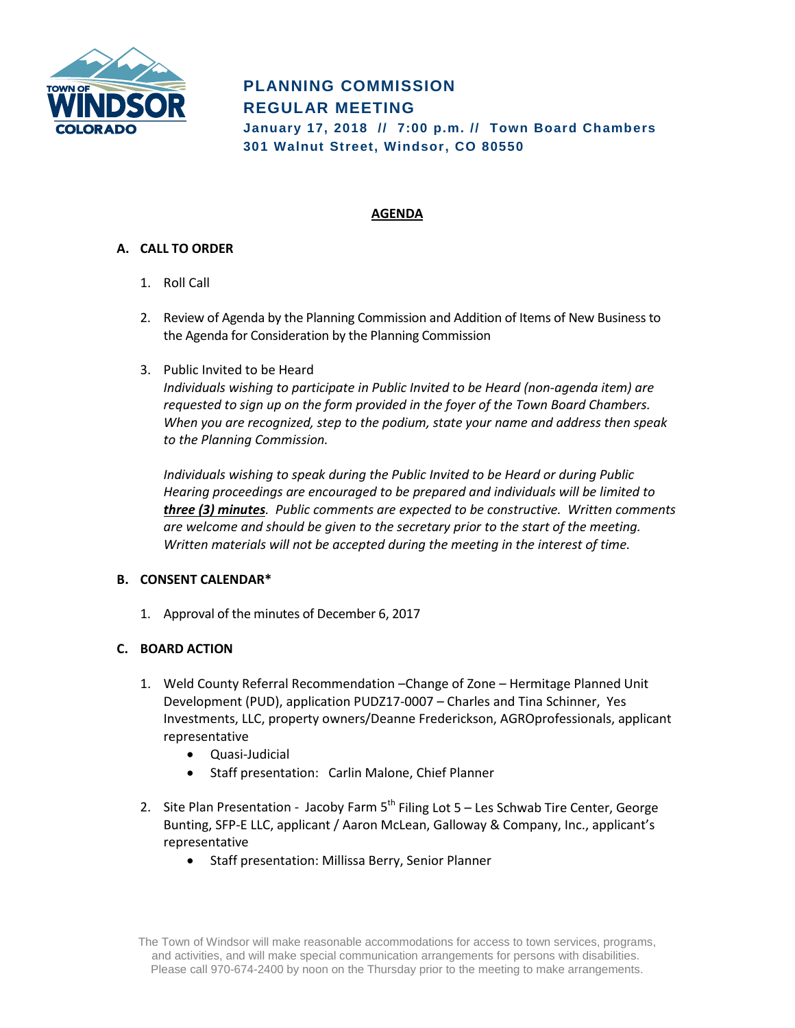# PLANNING COMMISSION
# REGULAR MEETING

**January 17, 2018 // 7:00 p.m. // Town Board Chambers**
**301 Walnut Street, Windsor, CO 80550**

## AGENDA

### A. CALL TO ORDER

1. Roll Call

2. Review of Agenda by the Planning Commission and Addition of Items of New Business to the Agenda for Consideration by the Planning Commission

3. Public Invited to be Heard
   *Individuals wishing to participate in Public Invited to be Heard (non-agenda item) are requested to sign up on the form provided in the foyer of the Town Board Chambers. When you are recognized, step to the podium, state your name and address then speak to the Planning Commission.*

   *Individuals wishing to speak during the Public Invited to be Heard or during Public Hearing proceedings are encouraged to be prepared and individuals will be limited to **three (3) minutes**. Public comments are expected to be constructive. Written comments are welcome and should be given to the secretary prior to the start of the meeting. Written materials will not be accepted during the meeting in the interest of time.*

### B. CONSENT CALENDAR*

1. Approval of the minutes of December 6, 2017

### C. BOARD ACTION

1. Weld County Referral Recommendation –Change of Zone – Hermitage Planned Unit Development (PUD), application PUDZ17-0007 – Charles and Tina Schinner, Yes Investments, LLC, property owners/Deanne Frederickson, AGROprofessionals, applicant representative
   - Quasi-Judicial
   - Staff presentation: Carlin Malone, Chief Planner

2. Site Plan Presentation - Jacoby Farm 5th Filing Lot 5 – Les Schwab Tire Center, George Bunting, SFP-E LLC, applicant / Aaron McLean, Galloway & Company, Inc., applicant's representative
   - Staff presentation: Millissa Berry, Senior Planner

The Town of Windsor will make reasonable accommodations for access to town services, programs, and activities, and will make special communication arrangements for persons with disabilities. Please call 970-674-2400 by noon on the Thursday prior to the meeting to make arrangements.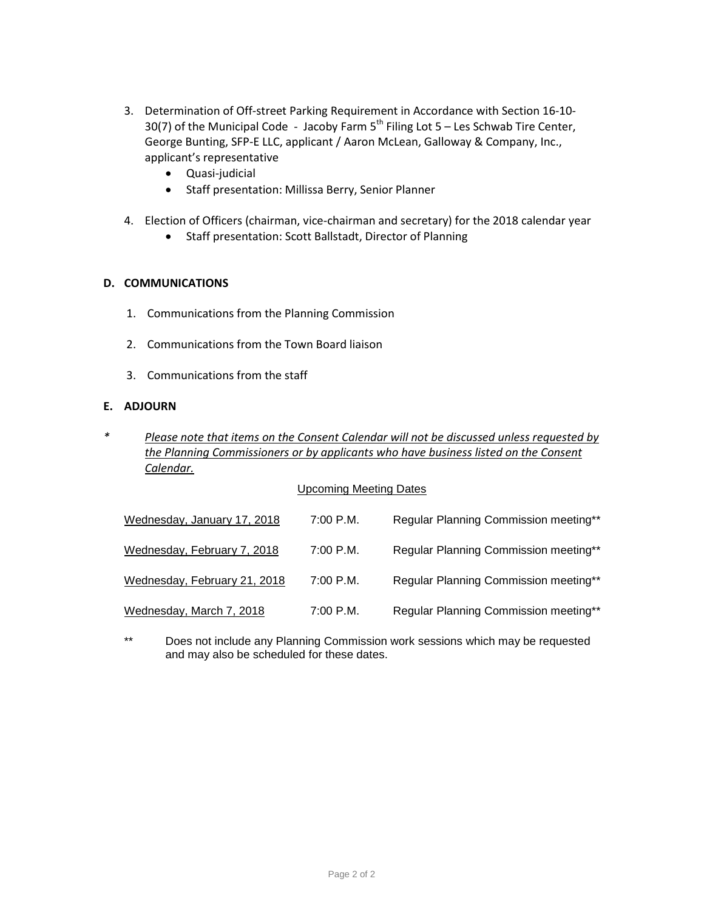3. Determination of Off-street Parking Requirement in Accordance with Section 16-10-30(7) of the Municipal Code - Jacoby Farm 5th Filing Lot 5 – Les Schwab Tire Center, George Bunting, SFP-E LLC, applicant / Aaron McLean, Galloway & Company, Inc., applicant's representative
   - Quasi-judicial
   - Staff presentation: Millissa Berry, Senior Planner

4. Election of Officers (chairman, vice-chairman and secretary) for the 2018 calendar year
   - Staff presentation: Scott Ballstadt, Director of Planning

**D. COMMUNICATIONS**

1. Communications from the Planning Commission

2. Communications from the Town Board liaison

3. Communications from the staff

**E. ADJOURN**

\* *Please note that items on the Consent Calendar will not be discussed unless requested by the Planning Commissioners or by applicants who have business listed on the Consent Calendar.*

Upcoming Meeting Dates

| | | |
|---|---|---|
| Wednesday, January 17, 2018 | 7:00 P.M. | Regular Planning Commission meeting** |
| Wednesday, February 7, 2018 | 7:00 P.M. | Regular Planning Commission meeting** |
| Wednesday, February 21, 2018 | 7:00 P.M. | Regular Planning Commission meeting** |
| Wednesday, March 7, 2018 | 7:00 P.M. | Regular Planning Commission meeting** |

** Does not include any Planning Commission work sessions which may be requested and may also be scheduled for these dates.